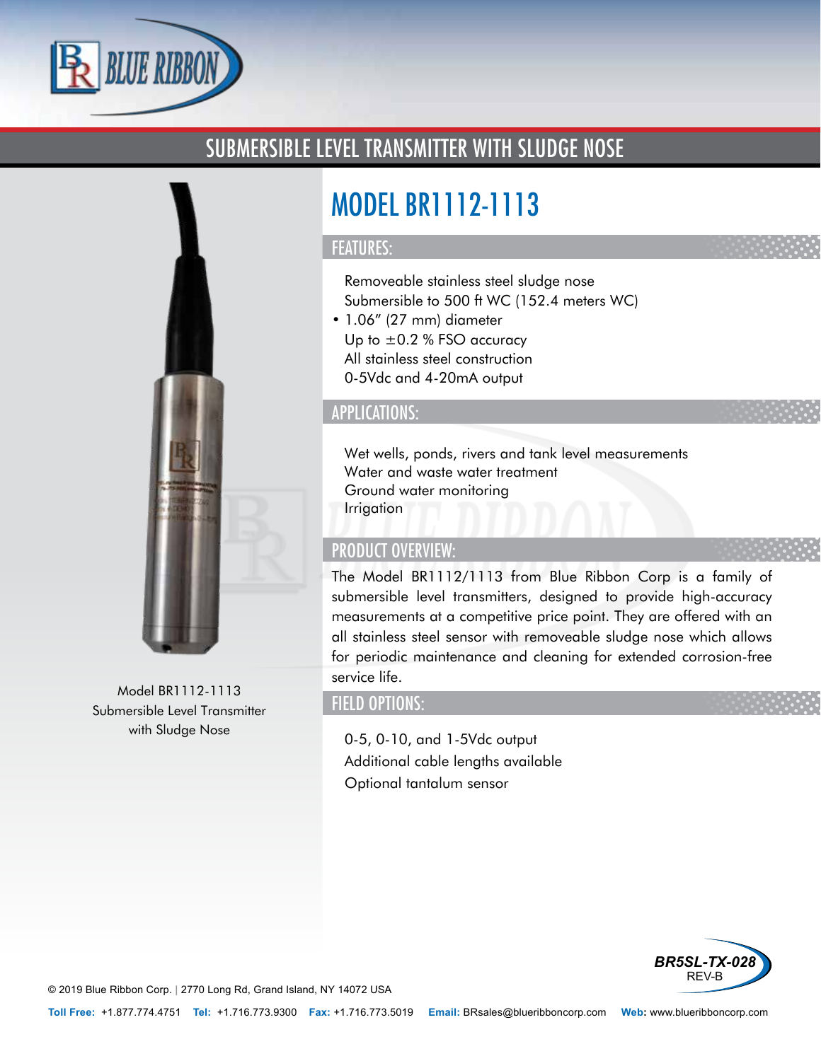# SUBMERSIBLE LEVEL TRANSMITTER WITH SLUDGE NOSE

Model BR1112-1113
Submersible Level Transmitter
with Sludge Nose

## MODEL BR1112-1113

### FEATURES:

- Removeable stainless steel sludge nose
- Submersible to 500 ft WC (152.4 meters WC)
- 1.06" (27 mm) diameter
- Up to ±0.2 % FSO accuracy
- All stainless steel construction
- 0-5Vdc and 4-20mA output

### APPLICATIONS:

- Wet wells, ponds, rivers and tank level measurements
- Water and waste water treatment
- Ground water monitoring
- Irrigation

### PRODUCT OVERVIEW:

The Model BR1112/1113 from Blue Ribbon Corp is a family of submersible level transmitters, designed to provide high-accuracy measurements at a competitive price point. They are offered with an all stainless steel sensor with removeable sludge nose which allows for periodic maintenance and cleaning for extended corrosion-free service life.

### FIELD OPTIONS:

- 0-5, 0-10, and 1-5Vdc output
- Additional cable lengths available
- Optional tantalum sensor

BR5SL-TX-028
REV-B

© 2019 Blue Ribbon Corp. | 2770 Long Rd, Grand Island, NY 14072 USA

**Toll Free:** +1.877.774.4751 **Tel:** +1.716.773.9300 **Fax:** +1.716.773.5019 **Email:** BRsales@blueribboncorp.com **Web:** www.blueribboncorp.com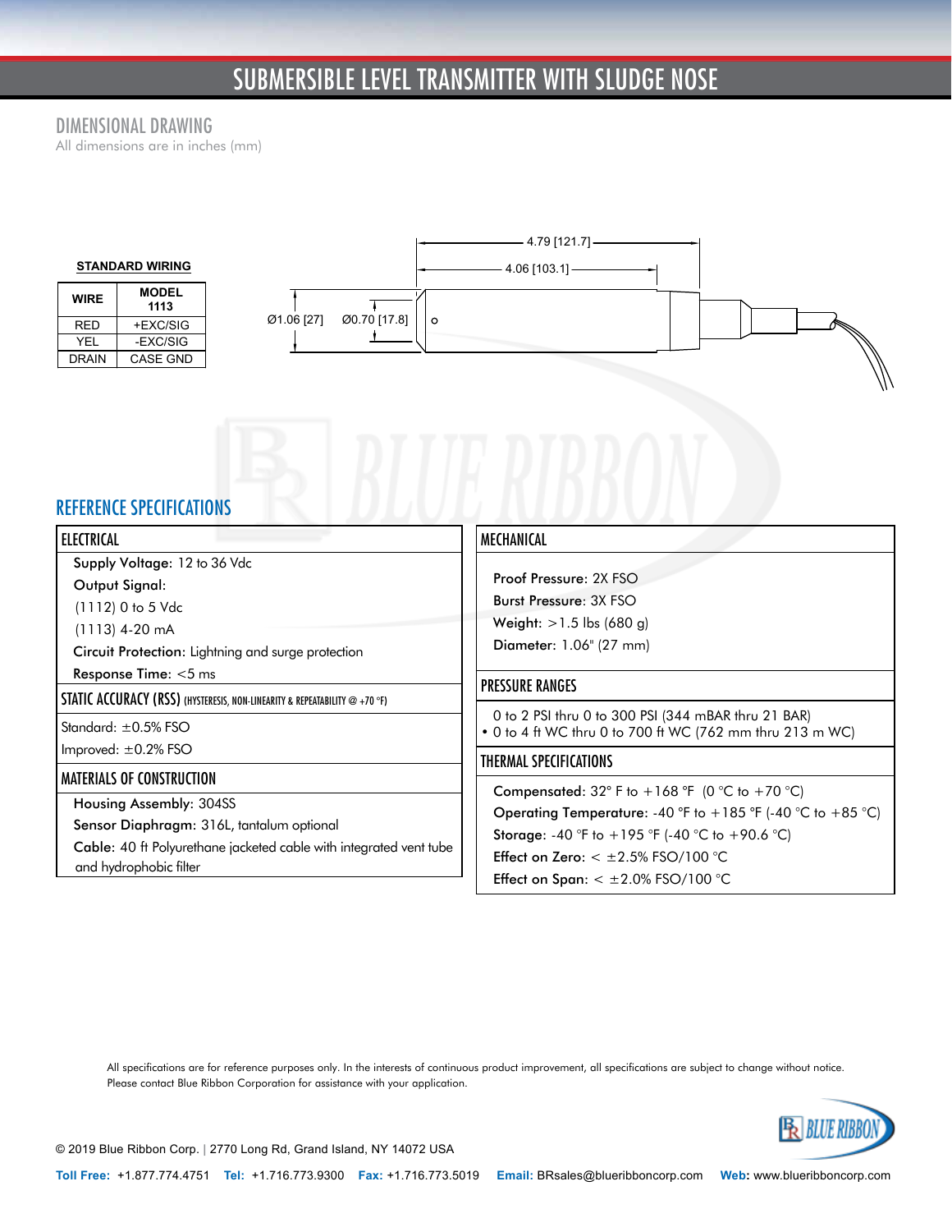# SUBMERSIBLE LEVEL TRANSMITTER WITH SLUDGE NOSE

## DIMENSIONAL DRAWING

All dimensions are in inches (mm)

**STANDARD WIRING**

| WIRE | MODEL 1113 |
|---|---|
| RED | +EXC/SIG |
| YEL | -EXC/SIG |
| DRAIN | CASE GND |

4.79 [121.7]

4.06 [103.1]

Ø1.06 [27]

Ø0.70 [17.8]

## REFERENCE SPECIFICATIONS

### ELECTRICAL

**Supply Voltage**: 12 to 36 Vdc

**Output Signal:**

(1112) 0 to 5 Vdc

(1113) 4-20 mA

**Circuit Protection:** Lightning and surge protection

**Response Time**: <5 ms

### STATIC ACCURACY (RSS) (HYSTERESIS, NON-LINEARITY & REPEATABILITY @ +70 °F)

Standard: ±0.5% FSO

Improved: ±0.2% FSO

### MATERIALS OF CONSTRUCTION

**Housing Assembly**: 304SS

**Sensor Diaphragm**: 316L, tantalum optional

**Cable**: 40 ft Polyurethane jacketed cable with integrated vent tube and hydrophobic filter

### MECHANICAL

**Proof Pressure**: 2X FSO

**Burst Pressure**: 3X FSO

**Weight:** >1.5 lbs (680 g)

**Diameter:** 1.06" (27 mm)

### PRESSURE RANGES

0 to 2 PSI thru 0 to 300 PSI (344 mBAR thru 21 BAR)

- 0 to 4 ft WC thru 0 to 700 ft WC (762 mm thru 213 m WC)

### THERMAL SPECIFICATIONS

**Compensated:** 32° F to +168 °F (0 °C to +70 °C)

**Operating Temperature:** -40 °F to +185 °F (-40 °C to +85 °C)

**Storage**: -40 °F to +195 °F (-40 °C to +90.6 °C)

**Effect on Zero:** < ±2.5% FSO/100 °C

**Effect on Span:** < ±2.0% FSO/100 °C

All specifications are for reference purposes only. In the interests of continuous product improvement, all specifications are subject to change without notice. Please contact Blue Ribbon Corporation for assistance with your application.

© 2019 Blue Ribbon Corp. | 2770 Long Rd, Grand Island, NY 14072 USA

**Toll Free:** +1.877.774.4751 **Tel:** +1.716.773.9300 **Fax:** +1.716.773.5019 **Email:** BRsales@blueribboncorp.com **Web:** www.blueribboncorp.com